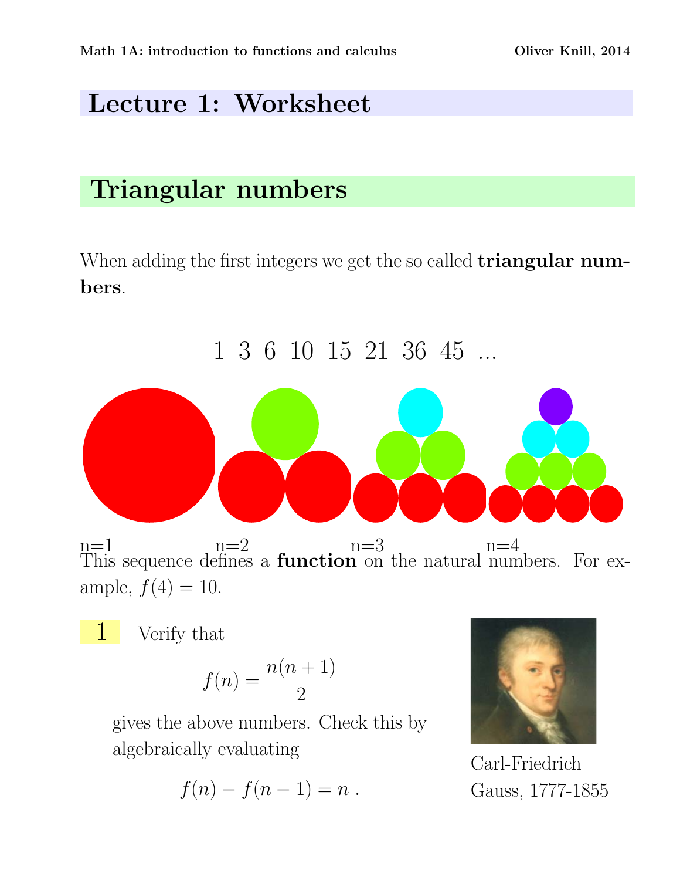# Lecture 1: Worksheet

## Triangular numbers

When adding the first integers we get the so called **triangular numbers**.

| 1 | 3 | 6 | 10 | 15 | 21 | 36 | 45 | ... |
|---|---|---|---|---|---|---|---|---|

n=1 n=2 n=3 n=4

This sequence defines a **function** on the natural numbers. For example, $f(4) = 10$.

**1** Verify that

$$f(n) = \frac{n(n+1)}{2}$$

gives the above numbers. Check this by algebraically evaluating

$$f(n) - f(n-1) = n \ .$$

Carl-Friedrich Gauss, 1777-1855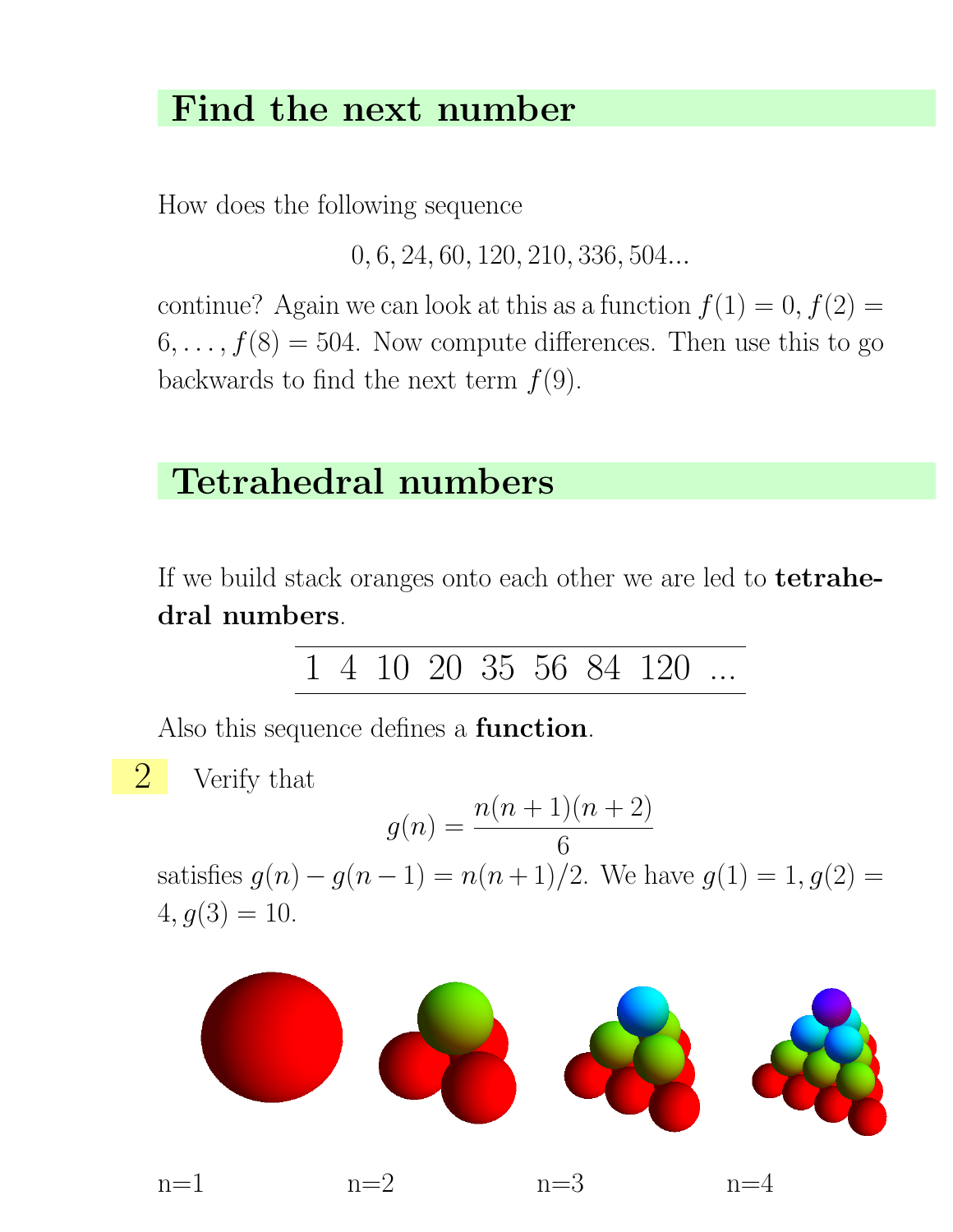## Find the next number

How does the following sequence

$$0, 6, 24, 60, 120, 210, 336, 504...$$

continue? Again we can look at this as a function $f(1) = 0, f(2) = 6, \ldots, f(8) = 504$. Now compute differences. Then use this to go backwards to find the next term $f(9)$.

## Tetrahedral numbers

If we build stack oranges onto each other we are led to **tetrahedral numbers**.

| | | | | | | | | |
|---|---|---|---|---|---|---|---|---|
| 1 | 4 | 10 | 20 | 35 | 56 | 84 | 120 | ... |

Also this sequence defines a **function**.

**2** Verify that

$$g(n) = \frac{n(n+1)(n+2)}{6}$$

satisfies $g(n) - g(n-1) = n(n+1)/2$. We have $g(1) = 1, g(2) = 4, g(3) = 10$.

n=1 n=2 n=3 n=4